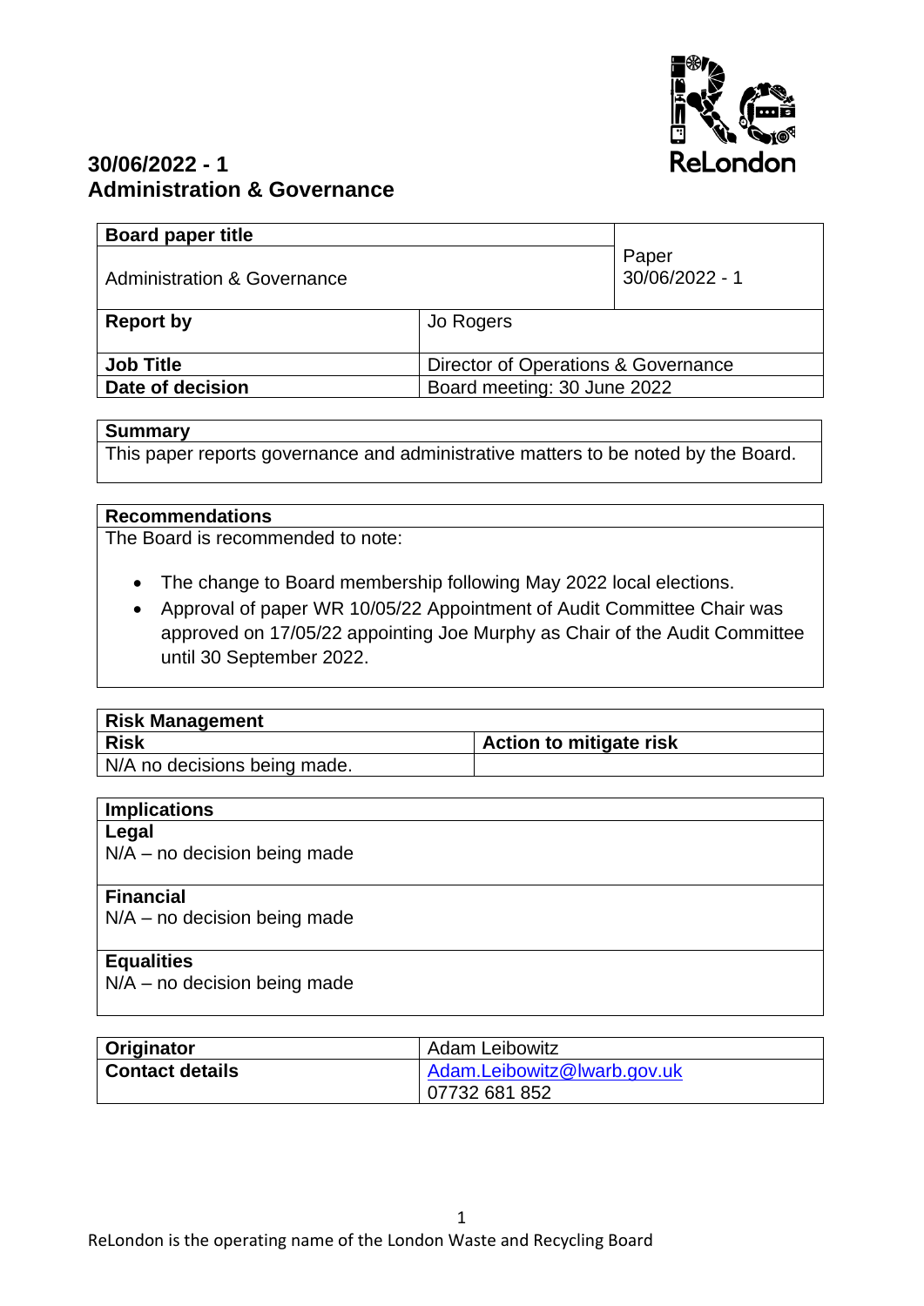# 30/06/2022 - 1
# Administration & Governance

| Board paper title | | |
|---|---|---|
| Administration & Governance | | Paper 30/06/2022 - 1 |
| **Report by** | Jo Rogers | |
| **Job Title** | Director of Operations & Governance | |
| **Date of decision** | Board meeting: 30 June 2022 | |

| Summary |
|---|
| This paper reports governance and administrative matters to be noted by the Board. |

**Recommendations**

The Board is recommended to note:

- The change to Board membership following May 2022 local elections.
- Approval of paper WR 10/05/22 Appointment of Audit Committee Chair was approved on 17/05/22 appointing Joe Murphy as Chair of the Audit Committee until 30 September 2022.

| Risk Management | |
|---|---|
| **Risk** | **Action to mitigate risk** |
| N/A no decisions being made. | |

**Implications**

**Legal**

N/A – no decision being made

**Financial**

N/A – no decision being made

**Equalities**

N/A – no decision being made

| Originator | Adam Leibowitz |
|---|---|
| **Contact details** | Adam.Leibowitz@lwarb.gov.uk<br>07732 681 852 |

ReLondon is the operating name of the London Waste and Recycling Board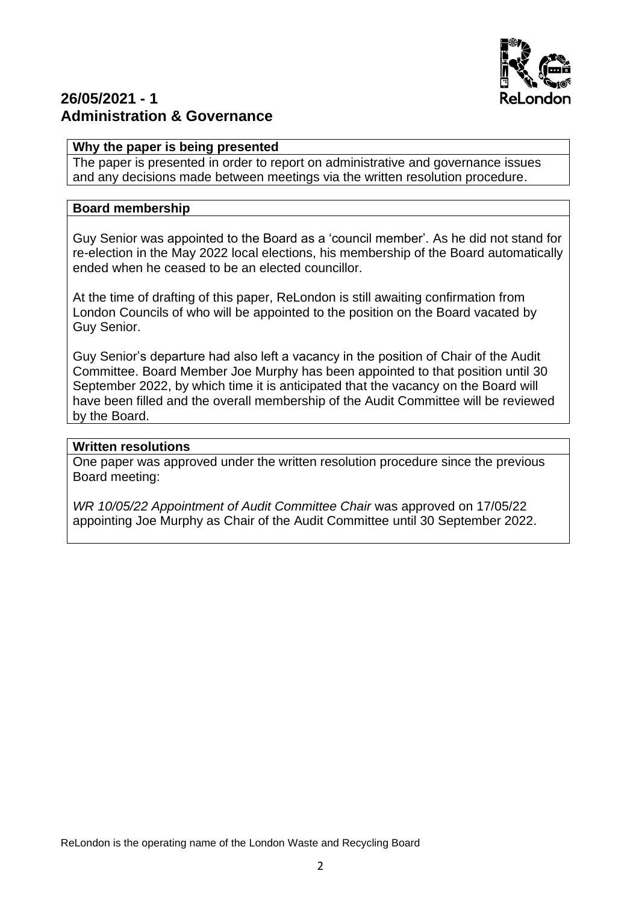# 26/05/2021 - 1
# Administration & Governance

**Why the paper is being presented**

The paper is presented in order to report on administrative and governance issues and any decisions made between meetings via the written resolution procedure.

**Board membership**

Guy Senior was appointed to the Board as a 'council member'. As he did not stand for re-election in the May 2022 local elections, his membership of the Board automatically ended when he ceased to be an elected councillor.

At the time of drafting of this paper, ReLondon is still awaiting confirmation from London Councils of who will be appointed to the position on the Board vacated by Guy Senior.

Guy Senior's departure had also left a vacancy in the position of Chair of the Audit Committee. Board Member Joe Murphy has been appointed to that position until 30 September 2022, by which time it is anticipated that the vacancy on the Board will have been filled and the overall membership of the Audit Committee will be reviewed by the Board.

**Written resolutions**

One paper was approved under the written resolution procedure since the previous Board meeting:

*WR 10/05/22 Appointment of Audit Committee Chair* was approved on 17/05/22 appointing Joe Murphy as Chair of the Audit Committee until 30 September 2022.

ReLondon is the operating name of the London Waste and Recycling Board